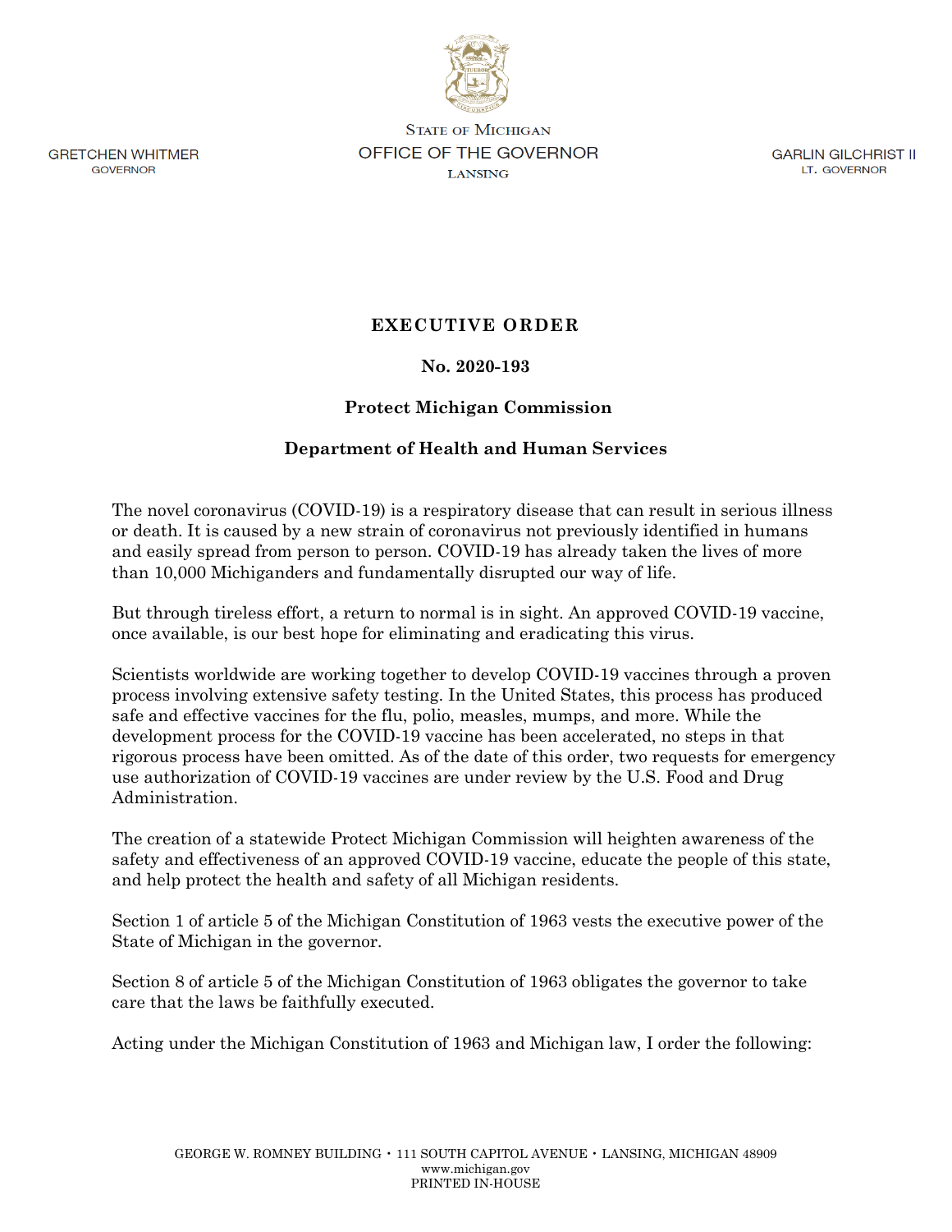GRETCHEN WHITMER
GOVERNOR

STATE OF MICHIGAN
OFFICE OF THE GOVERNOR
LANSING

GARLIN GILCHRIST II
LT. GOVERNOR

# EXECUTIVE ORDER

## No. 2020-193

## Protect Michigan Commission

## Department of Health and Human Services

The novel coronavirus (COVID-19) is a respiratory disease that can result in serious illness or death. It is caused by a new strain of coronavirus not previously identified in humans and easily spread from person to person. COVID-19 has already taken the lives of more than 10,000 Michiganders and fundamentally disrupted our way of life.

But through tireless effort, a return to normal is in sight. An approved COVID-19 vaccine, once available, is our best hope for eliminating and eradicating this virus.

Scientists worldwide are working together to develop COVID-19 vaccines through a proven process involving extensive safety testing. In the United States, this process has produced safe and effective vaccines for the flu, polio, measles, mumps, and more. While the development process for the COVID-19 vaccine has been accelerated, no steps in that rigorous process have been omitted. As of the date of this order, two requests for emergency use authorization of COVID-19 vaccines are under review by the U.S. Food and Drug Administration.

The creation of a statewide Protect Michigan Commission will heighten awareness of the safety and effectiveness of an approved COVID-19 vaccine, educate the people of this state, and help protect the health and safety of all Michigan residents.

Section 1 of article 5 of the Michigan Constitution of 1963 vests the executive power of the State of Michigan in the governor.

Section 8 of article 5 of the Michigan Constitution of 1963 obligates the governor to take care that the laws be faithfully executed.

Acting under the Michigan Constitution of 1963 and Michigan law, I order the following: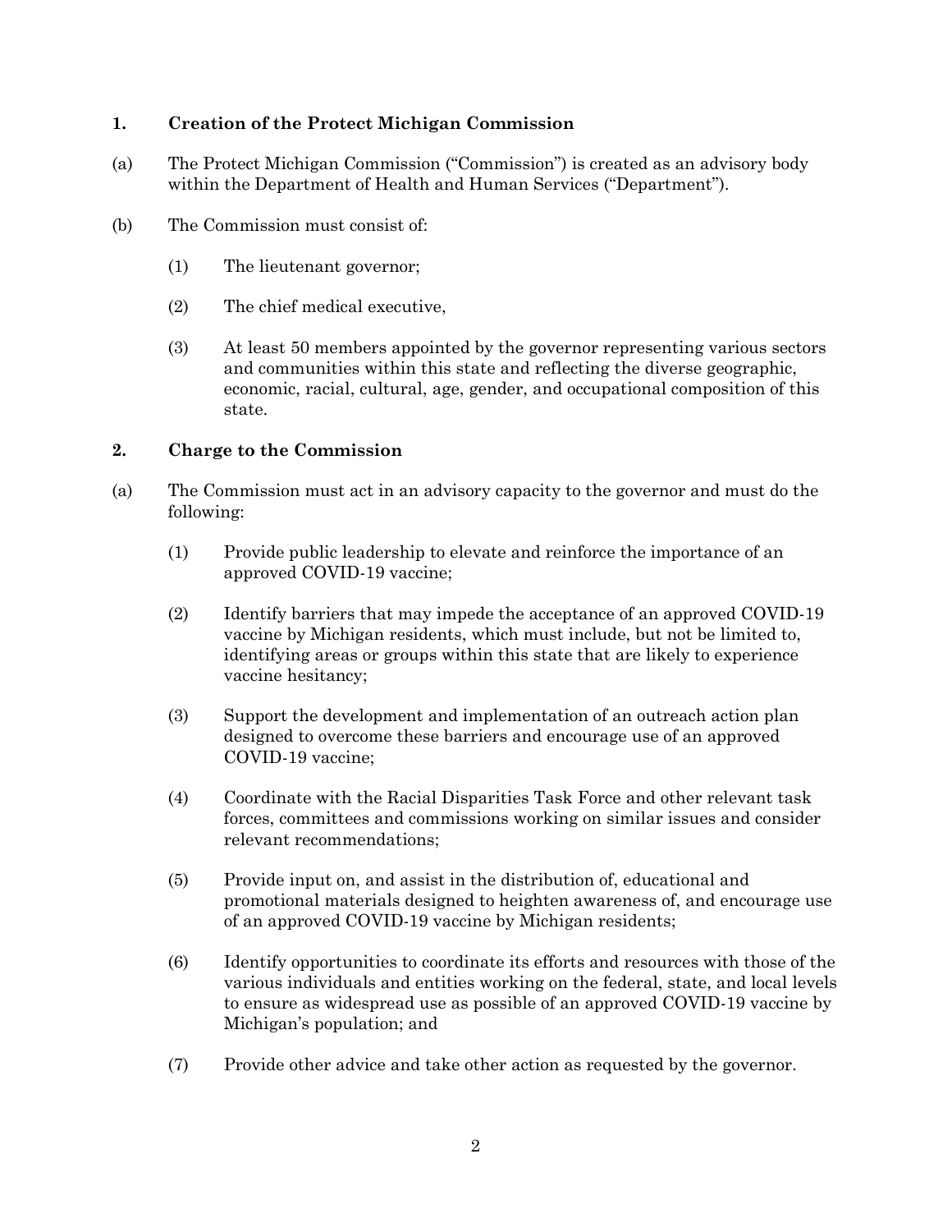**1. Creation of the Protect Michigan Commission**

(a) The Protect Michigan Commission ("Commission") is created as an advisory body within the Department of Health and Human Services ("Department").

(b) The Commission must consist of:

- (1) The lieutenant governor;
- (2) The chief medical executive,
- (3) At least 50 members appointed by the governor representing various sectors and communities within this state and reflecting the diverse geographic, economic, racial, cultural, age, gender, and occupational composition of this state.

**2. Charge to the Commission**

(a) The Commission must act in an advisory capacity to the governor and must do the following:

- (1) Provide public leadership to elevate and reinforce the importance of an approved COVID-19 vaccine;
- (2) Identify barriers that may impede the acceptance of an approved COVID-19 vaccine by Michigan residents, which must include, but not be limited to, identifying areas or groups within this state that are likely to experience vaccine hesitancy;
- (3) Support the development and implementation of an outreach action plan designed to overcome these barriers and encourage use of an approved COVID-19 vaccine;
- (4) Coordinate with the Racial Disparities Task Force and other relevant task forces, committees and commissions working on similar issues and consider relevant recommendations;
- (5) Provide input on, and assist in the distribution of, educational and promotional materials designed to heighten awareness of, and encourage use of an approved COVID-19 vaccine by Michigan residents;
- (6) Identify opportunities to coordinate its efforts and resources with those of the various individuals and entities working on the federal, state, and local levels to ensure as widespread use as possible of an approved COVID-19 vaccine by Michigan's population; and
- (7) Provide other advice and take other action as requested by the governor.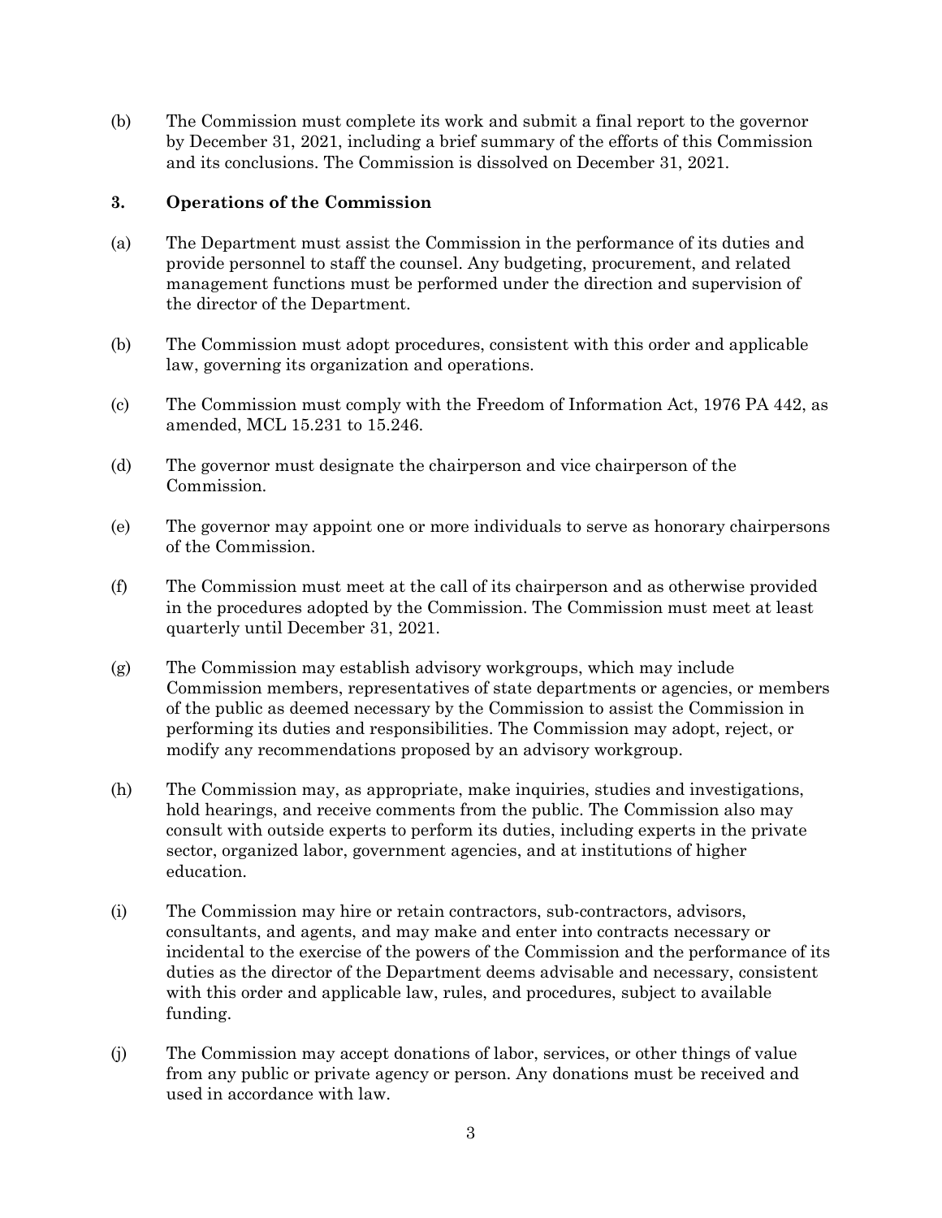(b) The Commission must complete its work and submit a final report to the governor by December 31, 2021, including a brief summary of the efforts of this Commission and its conclusions. The Commission is dissolved on December 31, 2021.

### 3. Operations of the Commission

(a) The Department must assist the Commission in the performance of its duties and provide personnel to staff the counsel. Any budgeting, procurement, and related management functions must be performed under the direction and supervision of the director of the Department.

(b) The Commission must adopt procedures, consistent with this order and applicable law, governing its organization and operations.

(c) The Commission must comply with the Freedom of Information Act, 1976 PA 442, as amended, MCL 15.231 to 15.246.

(d) The governor must designate the chairperson and vice chairperson of the Commission.

(e) The governor may appoint one or more individuals to serve as honorary chairpersons of the Commission.

(f) The Commission must meet at the call of its chairperson and as otherwise provided in the procedures adopted by the Commission. The Commission must meet at least quarterly until December 31, 2021.

(g) The Commission may establish advisory workgroups, which may include Commission members, representatives of state departments or agencies, or members of the public as deemed necessary by the Commission to assist the Commission in performing its duties and responsibilities. The Commission may adopt, reject, or modify any recommendations proposed by an advisory workgroup.

(h) The Commission may, as appropriate, make inquiries, studies and investigations, hold hearings, and receive comments from the public. The Commission also may consult with outside experts to perform its duties, including experts in the private sector, organized labor, government agencies, and at institutions of higher education.

(i) The Commission may hire or retain contractors, sub-contractors, advisors, consultants, and agents, and may make and enter into contracts necessary or incidental to the exercise of the powers of the Commission and the performance of its duties as the director of the Department deems advisable and necessary, consistent with this order and applicable law, rules, and procedures, subject to available funding.

(j) The Commission may accept donations of labor, services, or other things of value from any public or private agency or person. Any donations must be received and used in accordance with law.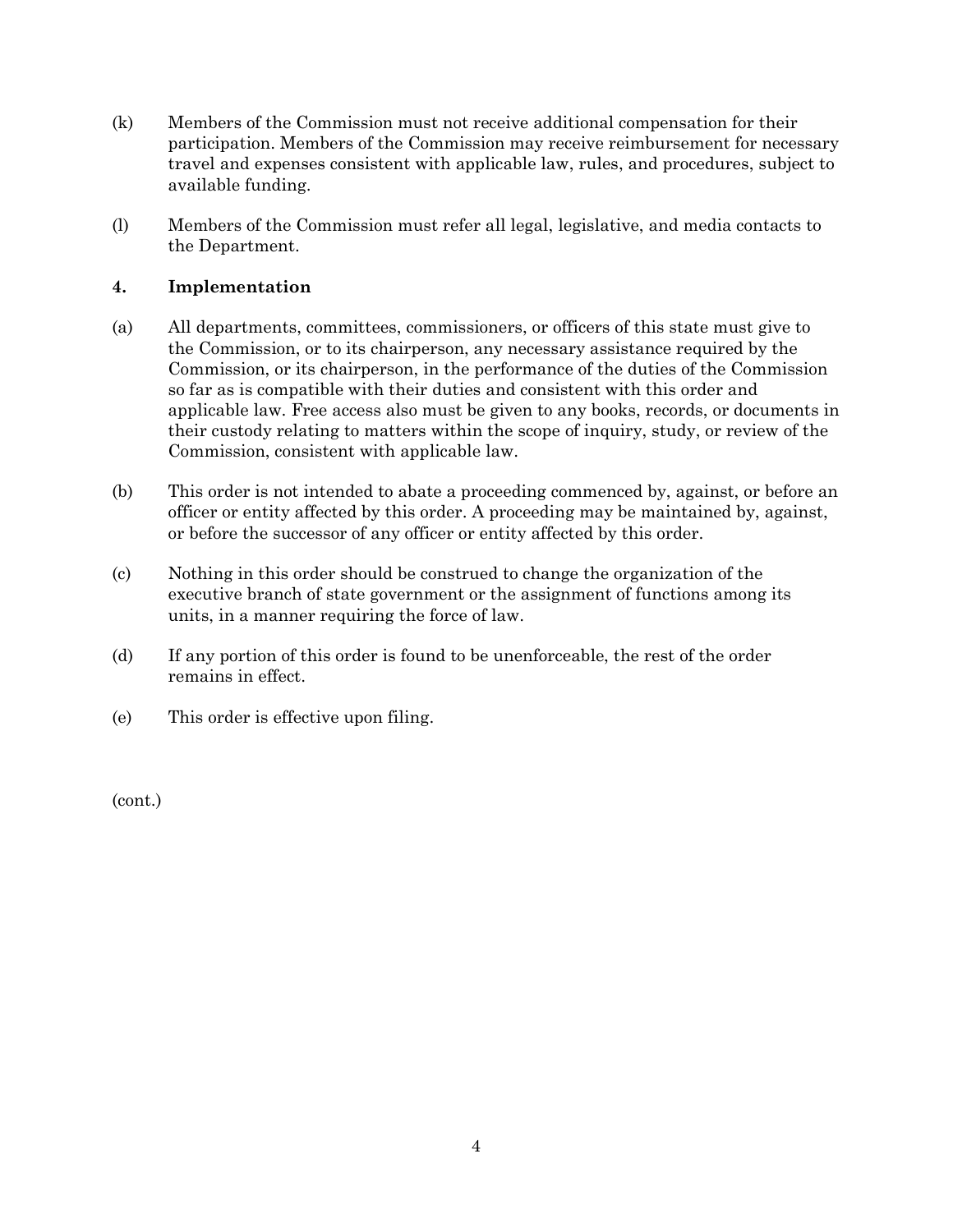(k) Members of the Commission must not receive additional compensation for their participation. Members of the Commission may receive reimbursement for necessary travel and expenses consistent with applicable law, rules, and procedures, subject to available funding.

(l) Members of the Commission must refer all legal, legislative, and media contacts to the Department.

**4. Implementation**

(a) All departments, committees, commissioners, or officers of this state must give to the Commission, or to its chairperson, any necessary assistance required by the Commission, or its chairperson, in the performance of the duties of the Commission so far as is compatible with their duties and consistent with this order and applicable law. Free access also must be given to any books, records, or documents in their custody relating to matters within the scope of inquiry, study, or review of the Commission, consistent with applicable law.

(b) This order is not intended to abate a proceeding commenced by, against, or before an officer or entity affected by this order. A proceeding may be maintained by, against, or before the successor of any officer or entity affected by this order.

(c) Nothing in this order should be construed to change the organization of the executive branch of state government or the assignment of functions among its units, in a manner requiring the force of law.

(d) If any portion of this order is found to be unenforceable, the rest of the order remains in effect.

(e) This order is effective upon filing.

(cont.)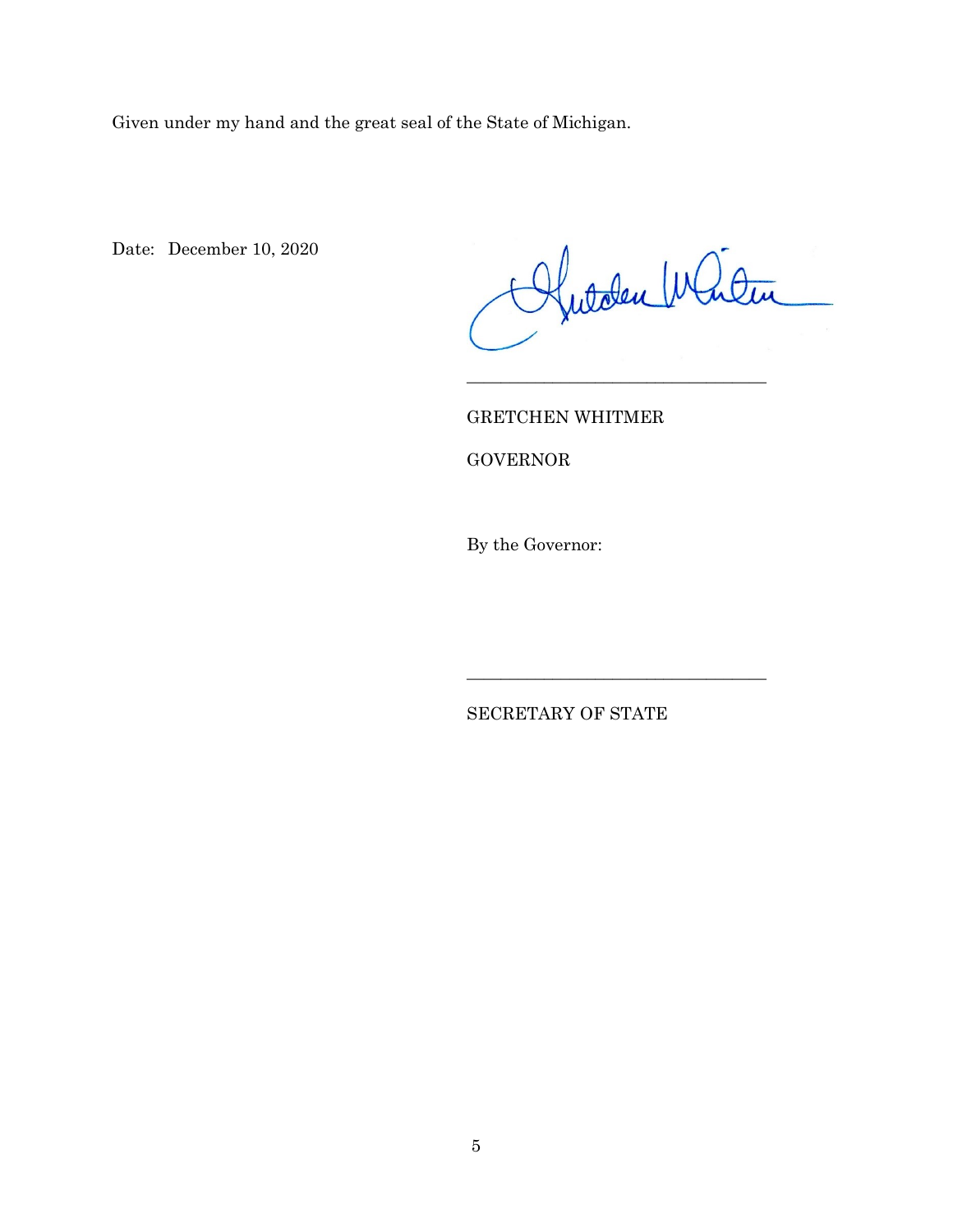Given under my hand and the great seal of the State of Michigan.

Date: December 10, 2020

\_\_\_\_\_\_\_\_\_\_\_\_\_\_\_\_\_\_\_\_\_\_\_\_\_\_\_\_\_\_\_\_\_\_

GRETCHEN WHITMER

GOVERNOR

By the Governor:

\_\_\_\_\_\_\_\_\_\_\_\_\_\_\_\_\_\_\_\_\_\_\_\_\_\_\_\_\_\_\_\_\_\_

SECRETARY OF STATE